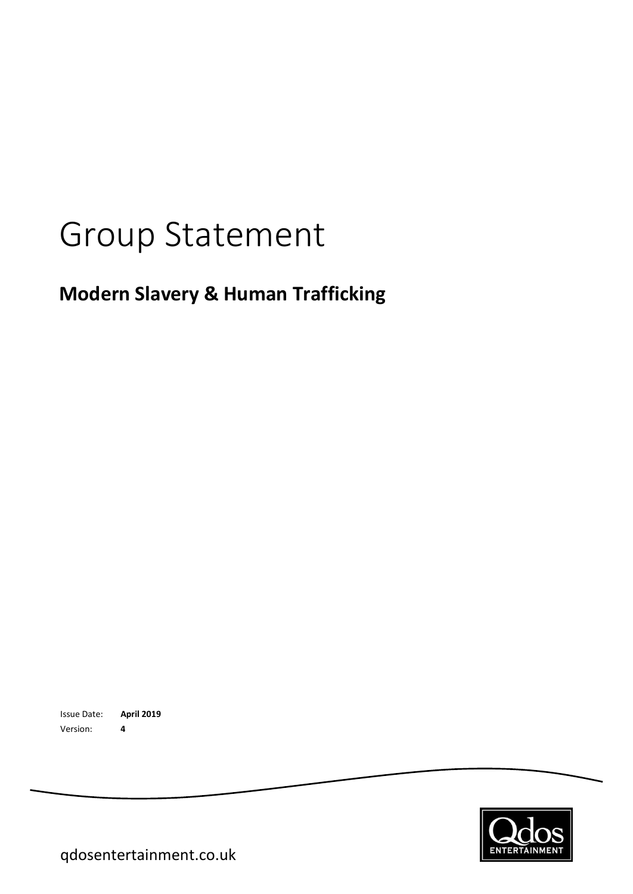# Group Statement

## Modern Slavery & Human Trafficking

Issue Date: **April 2019**

Version: **4**

qdosentertainment.co.uk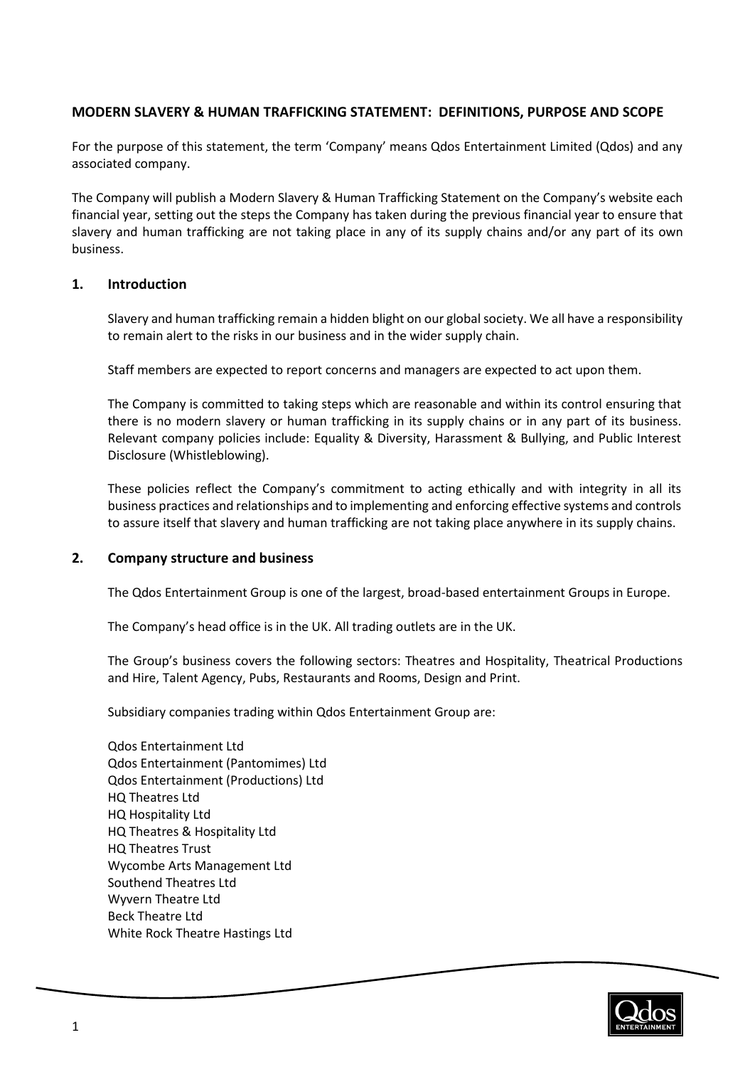## MODERN SLAVERY & HUMAN TRAFFICKING STATEMENT: DEFINITIONS, PURPOSE AND SCOPE

For the purpose of this statement, the term 'Company' means Qdos Entertainment Limited (Qdos) and any associated company.

The Company will publish a Modern Slavery & Human Trafficking Statement on the Company's website each financial year, setting out the steps the Company has taken during the previous financial year to ensure that slavery and human trafficking are not taking place in any of its supply chains and/or any part of its own business.

### 1. Introduction

Slavery and human trafficking remain a hidden blight on our global society. We all have a responsibility to remain alert to the risks in our business and in the wider supply chain.

Staff members are expected to report concerns and managers are expected to act upon them.

The Company is committed to taking steps which are reasonable and within its control ensuring that there is no modern slavery or human trafficking in its supply chains or in any part of its business. Relevant company policies include: Equality & Diversity, Harassment & Bullying, and Public Interest Disclosure (Whistleblowing).

These policies reflect the Company's commitment to acting ethically and with integrity in all its business practices and relationships and to implementing and enforcing effective systems and controls to assure itself that slavery and human trafficking are not taking place anywhere in its supply chains.

### 2. Company structure and business

The Qdos Entertainment Group is one of the largest, broad-based entertainment Groups in Europe.

The Company's head office is in the UK. All trading outlets are in the UK.

The Group's business covers the following sectors: Theatres and Hospitality, Theatrical Productions and Hire, Talent Agency, Pubs, Restaurants and Rooms, Design and Print.

Subsidiary companies trading within Qdos Entertainment Group are:

Qdos Entertainment Ltd
Qdos Entertainment (Pantomimes) Ltd
Qdos Entertainment (Productions) Ltd
HQ Theatres Ltd
HQ Hospitality Ltd
HQ Theatres & Hospitality Ltd
HQ Theatres Trust
Wycombe Arts Management Ltd
Southend Theatres Ltd
Wyvern Theatre Ltd
Beck Theatre Ltd
White Rock Theatre Hastings Ltd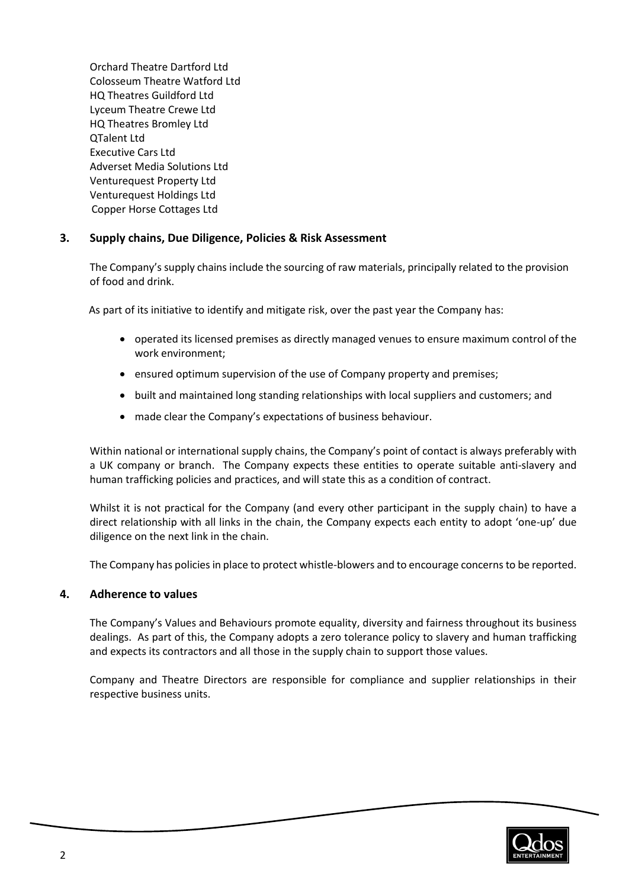Orchard Theatre Dartford Ltd
Colosseum Theatre Watford Ltd
HQ Theatres Guildford Ltd
Lyceum Theatre Crewe Ltd
HQ Theatres Bromley Ltd
QTalent Ltd
Executive Cars Ltd
Adverset Media Solutions Ltd
Venturequest Property Ltd
Venturequest Holdings Ltd
Copper Horse Cottages Ltd

## 3. Supply chains, Due Diligence, Policies & Risk Assessment

The Company's supply chains include the sourcing of raw materials, principally related to the provision of food and drink.

As part of its initiative to identify and mitigate risk, over the past year the Company has:

- operated its licensed premises as directly managed venues to ensure maximum control of the work environment;
- ensured optimum supervision of the use of Company property and premises;
- built and maintained long standing relationships with local suppliers and customers; and
- made clear the Company's expectations of business behaviour.

Within national or international supply chains, the Company's point of contact is always preferably with a UK company or branch. The Company expects these entities to operate suitable anti-slavery and human trafficking policies and practices, and will state this as a condition of contract.

Whilst it is not practical for the Company (and every other participant in the supply chain) to have a direct relationship with all links in the chain, the Company expects each entity to adopt 'one-up' due diligence on the next link in the chain.

The Company has policies in place to protect whistle-blowers and to encourage concerns to be reported.

## 4. Adherence to values

The Company's Values and Behaviours promote equality, diversity and fairness throughout its business dealings. As part of this, the Company adopts a zero tolerance policy to slavery and human trafficking and expects its contractors and all those in the supply chain to support those values.

Company and Theatre Directors are responsible for compliance and supplier relationships in their respective business units.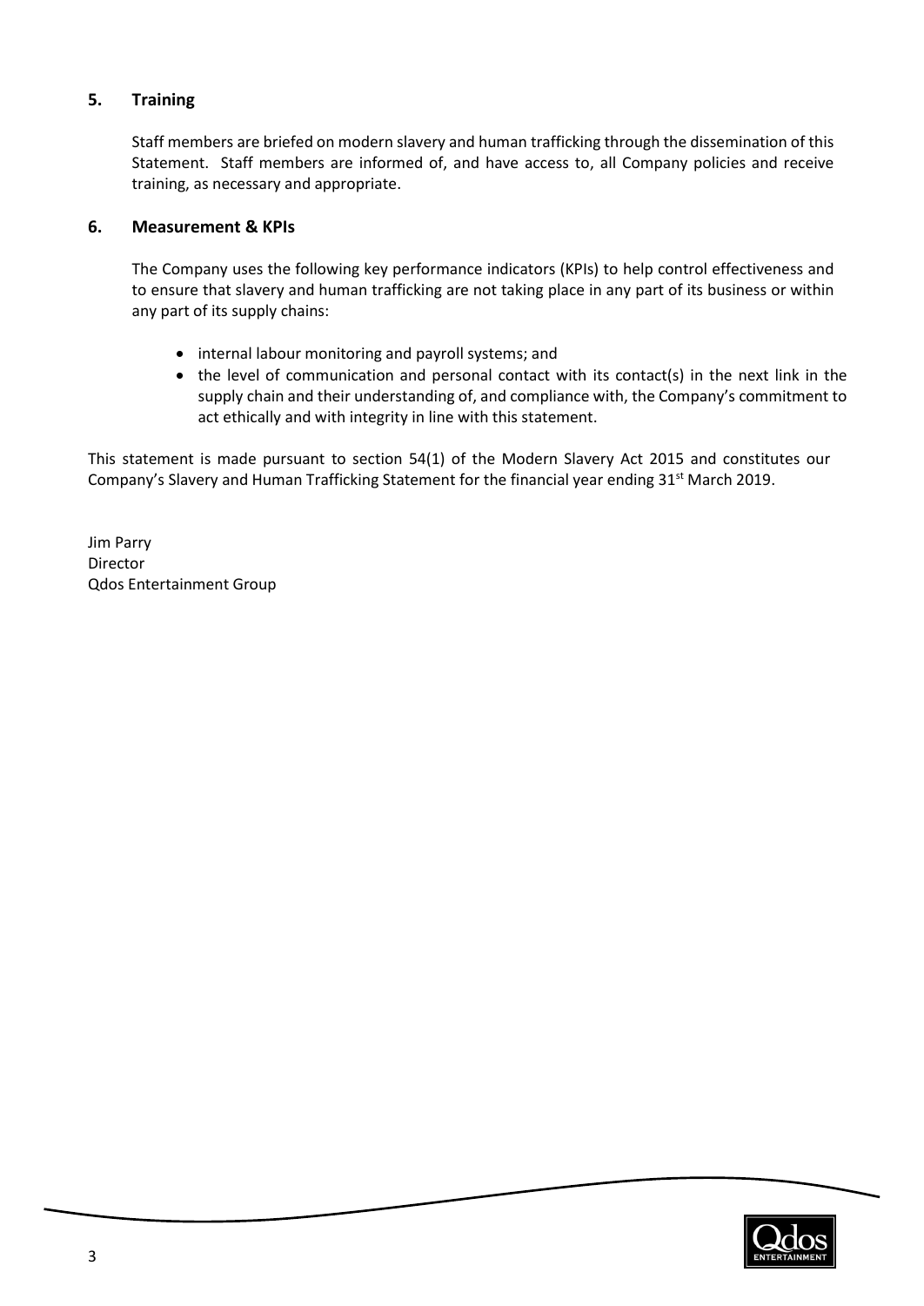## 5. Training

Staff members are briefed on modern slavery and human trafficking through the dissemination of this Statement. Staff members are informed of, and have access to, all Company policies and receive training, as necessary and appropriate.

## 6. Measurement & KPIs

The Company uses the following key performance indicators (KPIs) to help control effectiveness and to ensure that slavery and human trafficking are not taking place in any part of its business or within any part of its supply chains:

- internal labour monitoring and payroll systems; and
- the level of communication and personal contact with its contact(s) in the next link in the supply chain and their understanding of, and compliance with, the Company's commitment to act ethically and with integrity in line with this statement.

This statement is made pursuant to section 54(1) of the Modern Slavery Act 2015 and constitutes our Company's Slavery and Human Trafficking Statement for the financial year ending 31st March 2019.

Jim Parry
Director
Qdos Entertainment Group